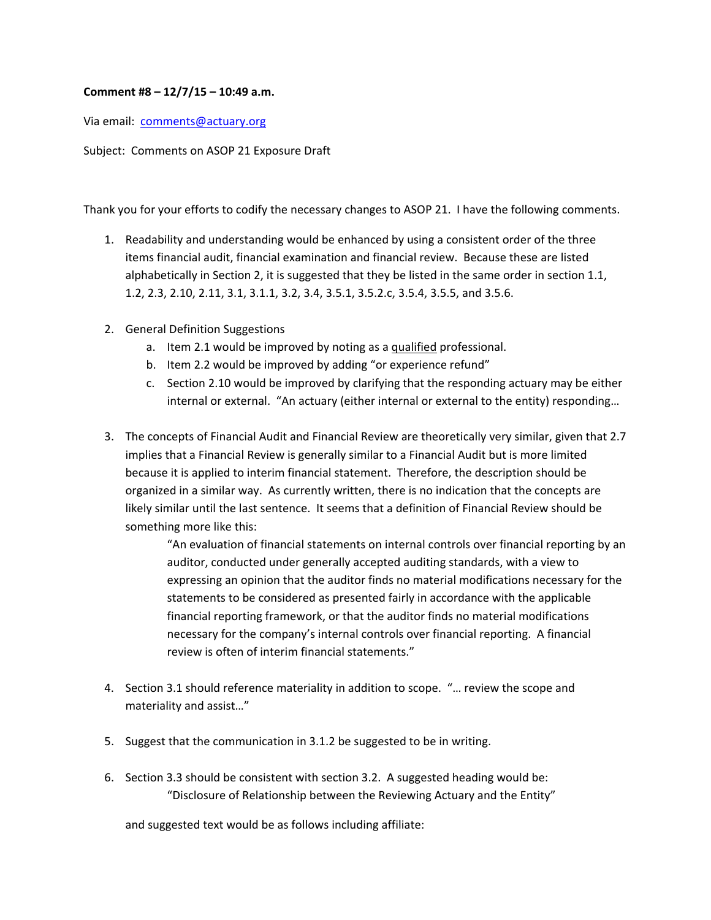**Comment #8 – 12/7/15 – 10:49 a.m.**

Via email: comments@actuary.org

Subject: Comments on ASOP 21 Exposure Draft

Thank you for your efforts to codify the necessary changes to ASOP 21. I have the following comments.

1. Readability and understanding would be enhanced by using a consistent order of the three items financial audit, financial examination and financial review. Because these are listed alphabetically in Section 2, it is suggested that they be listed in the same order in section 1.1, 1.2, 2.3, 2.10, 2.11, 3.1, 3.1.1, 3.2, 3.4, 3.5.1, 3.5.2.c, 3.5.4, 3.5.5, and 3.5.6.

2. General Definition Suggestions
   a. Item 2.1 would be improved by noting as a <u>qualified</u> professional.
   b. Item 2.2 would be improved by adding "or experience refund"
   c. Section 2.10 would be improved by clarifying that the responding actuary may be either internal or external. "An actuary (either internal or external to the entity) responding…

3. The concepts of Financial Audit and Financial Review are theoretically very similar, given that 2.7 implies that a Financial Review is generally similar to a Financial Audit but is more limited because it is applied to interim financial statement. Therefore, the description should be organized in a similar way. As currently written, there is no indication that the concepts are likely similar until the last sentence. It seems that a definition of Financial Review should be something more like this:

   > "An evaluation of financial statements on internal controls over financial reporting by an auditor, conducted under generally accepted auditing standards, with a view to expressing an opinion that the auditor finds no material modifications necessary for the statements to be considered as presented fairly in accordance with the applicable financial reporting framework, or that the auditor finds no material modifications necessary for the company's internal controls over financial reporting. A financial review is often of interim financial statements."

4. Section 3.1 should reference materiality in addition to scope. "… review the scope and materiality and assist…"

5. Suggest that the communication in 3.1.2 be suggested to be in writing.

6. Section 3.3 should be consistent with section 3.2. A suggested heading would be:

   > "Disclosure of Relationship between the Reviewing Actuary and the Entity"

   and suggested text would be as follows including affiliate: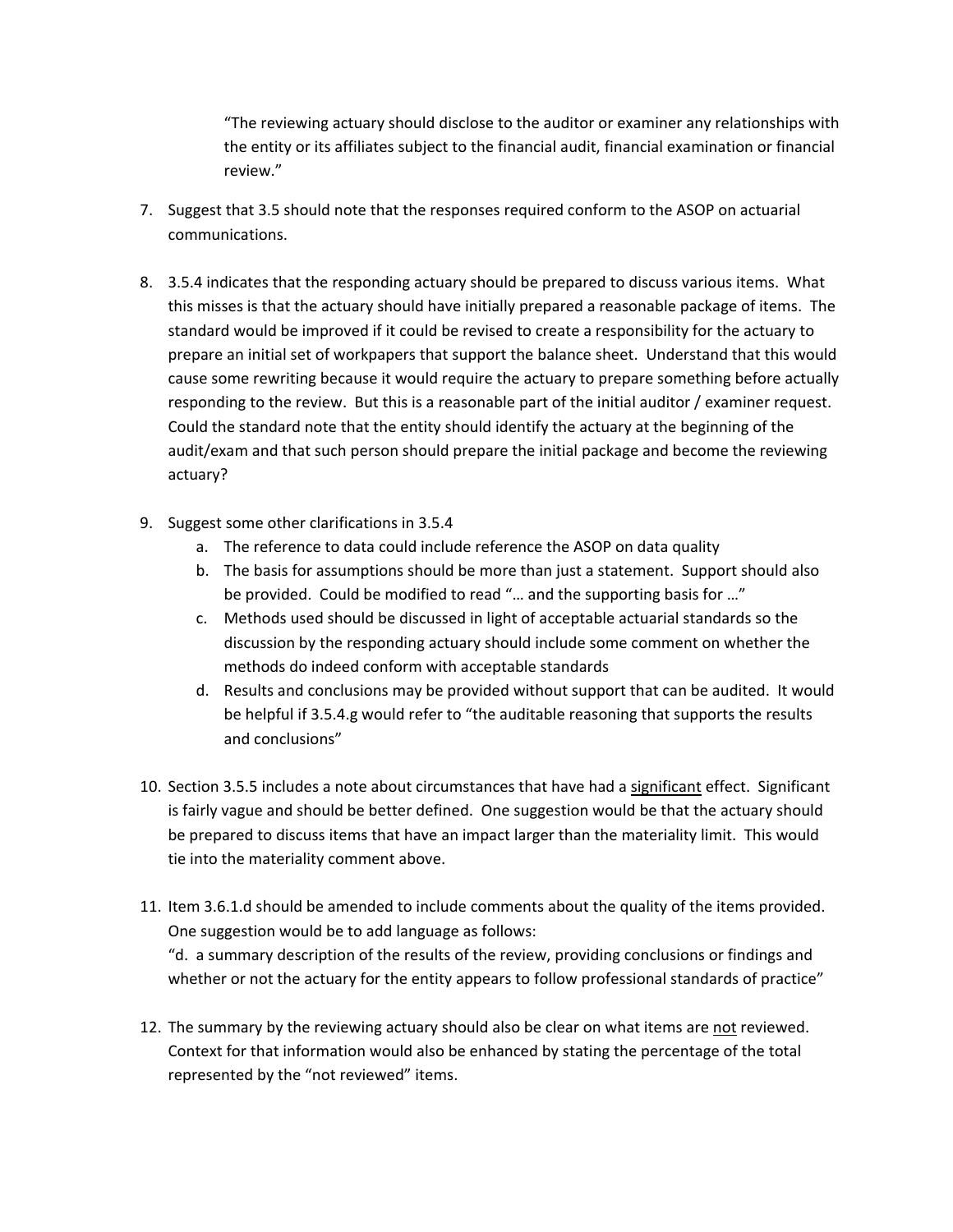"The reviewing actuary should disclose to the auditor or examiner any relationships with the entity or its affiliates subject to the financial audit, financial examination or financial review."

7. Suggest that 3.5 should note that the responses required conform to the ASOP on actuarial communications.

8. 3.5.4 indicates that the responding actuary should be prepared to discuss various items. What this misses is that the actuary should have initially prepared a reasonable package of items. The standard would be improved if it could be revised to create a responsibility for the actuary to prepare an initial set of workpapers that support the balance sheet. Understand that this would cause some rewriting because it would require the actuary to prepare something before actually responding to the review. But this is a reasonable part of the initial auditor / examiner request. Could the standard note that the entity should identify the actuary at the beginning of the audit/exam and that such person should prepare the initial package and become the reviewing actuary?

9. Suggest some other clarifications in 3.5.4
   a. The reference to data could include reference the ASOP on data quality
   b. The basis for assumptions should be more than just a statement. Support should also be provided. Could be modified to read "… and the supporting basis for …"
   c. Methods used should be discussed in light of acceptable actuarial standards so the discussion by the responding actuary should include some comment on whether the methods do indeed conform with acceptable standards
   d. Results and conclusions may be provided without support that can be audited. It would be helpful if 3.5.4.g would refer to "the auditable reasoning that supports the results and conclusions"

10. Section 3.5.5 includes a note about circumstances that have had a <u>significant</u> effect. Significant is fairly vague and should be better defined. One suggestion would be that the actuary should be prepared to discuss items that have an impact larger than the materiality limit. This would tie into the materiality comment above.

11. Item 3.6.1.d should be amended to include comments about the quality of the items provided. One suggestion would be to add language as follows:
    "d. a summary description of the results of the review, providing conclusions or findings and whether or not the actuary for the entity appears to follow professional standards of practice"

12. The summary by the reviewing actuary should also be clear on what items are <u>not</u> reviewed. Context for that information would also be enhanced by stating the percentage of the total represented by the "not reviewed" items.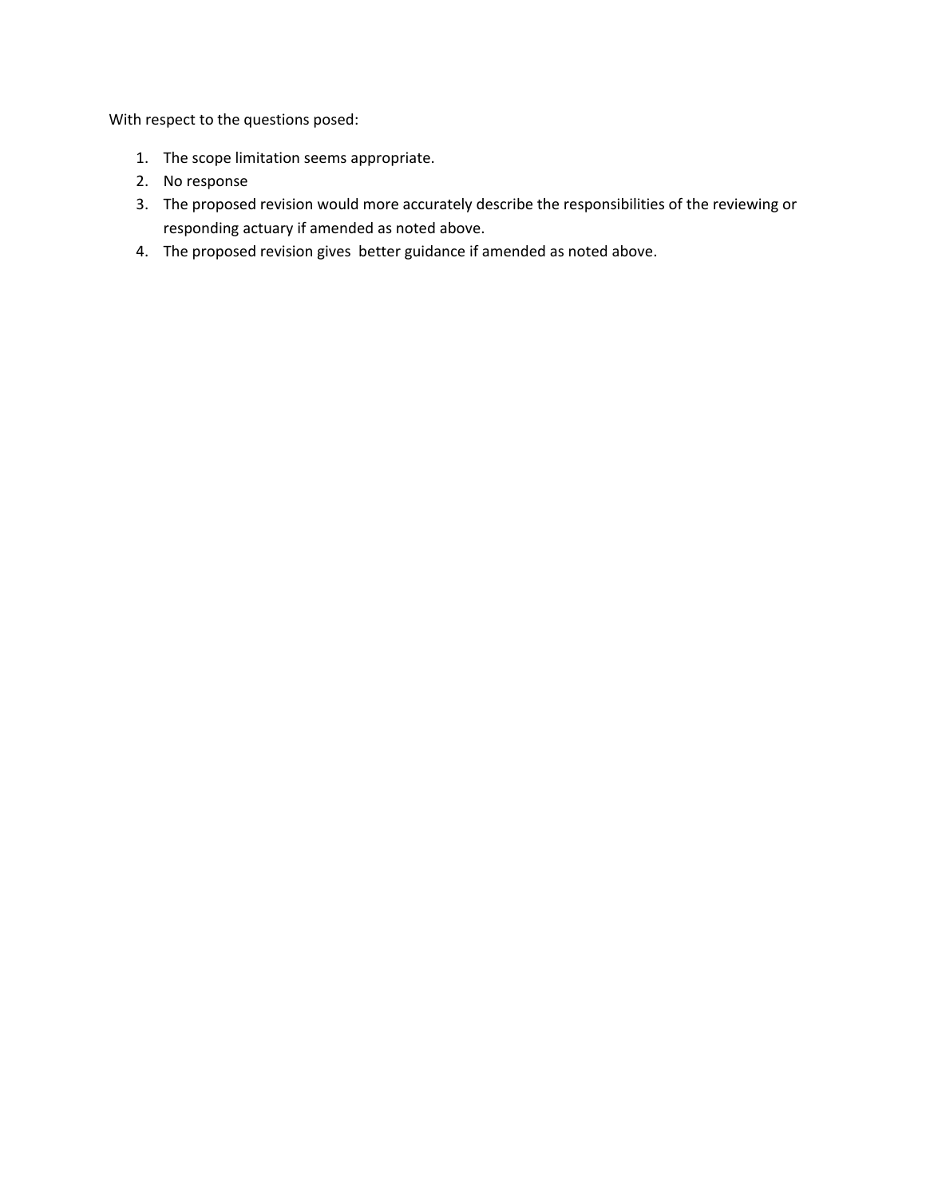With respect to the questions posed:

1. The scope limitation seems appropriate.
2. No response
3. The proposed revision would more accurately describe the responsibilities of the reviewing or responding actuary if amended as noted above.
4. The proposed revision gives better guidance if amended as noted above.